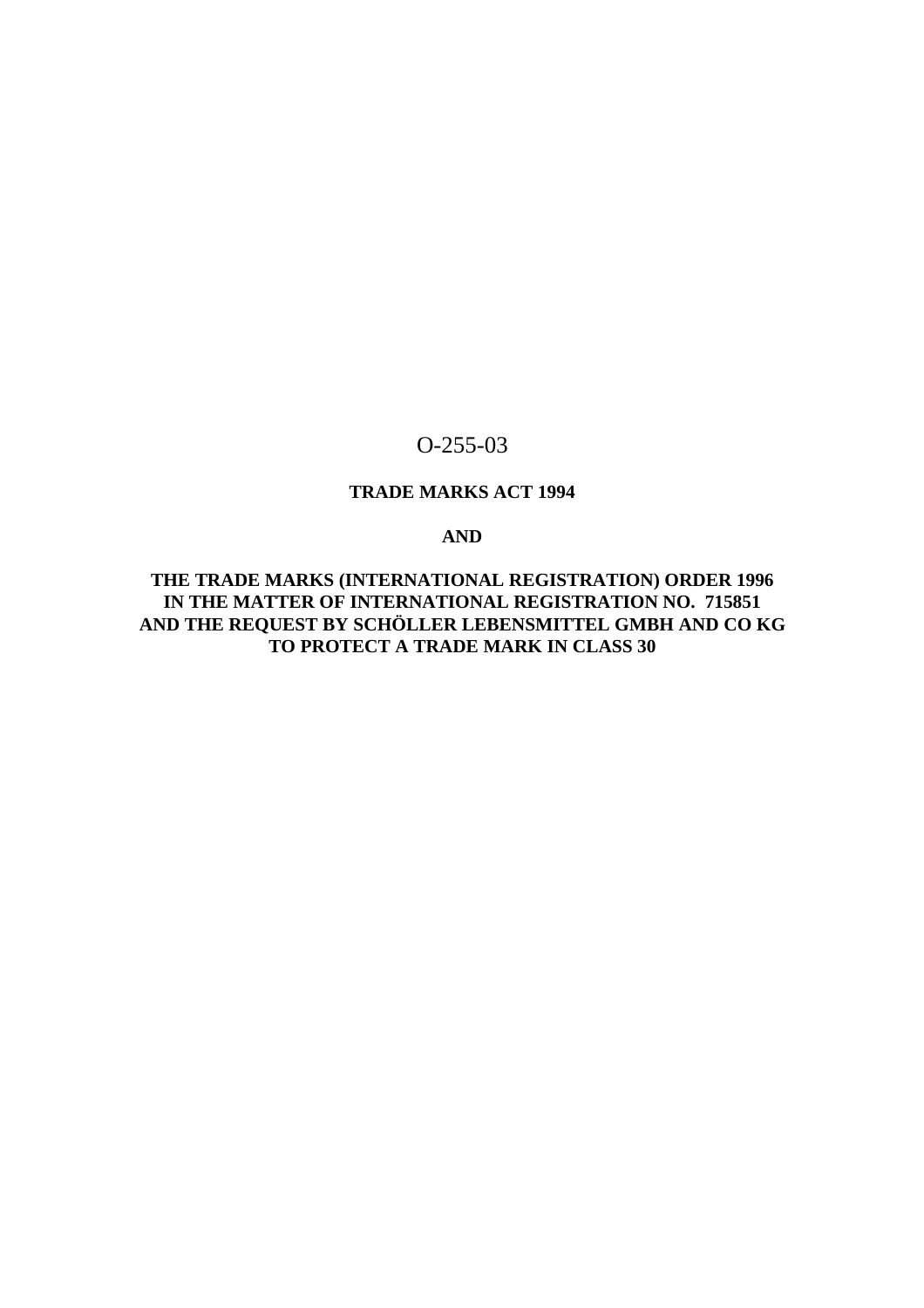O-255-03

**TRADE MARKS ACT 1994**

**AND**

**THE TRADE MARKS (INTERNATIONAL REGISTRATION) ORDER 1996**
**IN THE MATTER OF INTERNATIONAL REGISTRATION NO. 715851**
**AND THE REQUEST BY SCHÖLLER LEBENSMITTEL GMBH AND CO KG**
**TO PROTECT A TRADE MARK IN CLASS 30**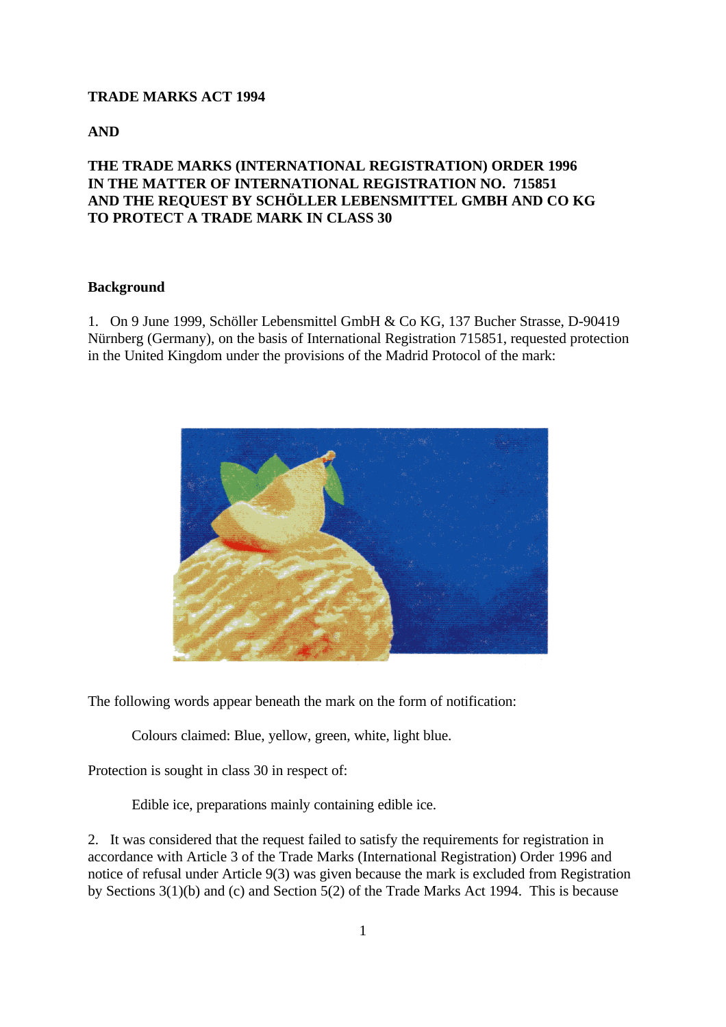**TRADE MARKS ACT 1994**

**AND**

**THE TRADE MARKS (INTERNATIONAL REGISTRATION) ORDER 1996**
**IN THE MATTER OF INTERNATIONAL REGISTRATION NO. 715851**
**AND THE REQUEST BY SCHÖLLER LEBENSMITTEL GMBH AND CO KG**
**TO PROTECT A TRADE MARK IN CLASS 30**

**Background**

1. On 9 June 1999, Schöller Lebensmittel GmbH & Co KG, 137 Bucher Strasse, D-90419 Nürnberg (Germany), on the basis of International Registration 715851, requested protection in the United Kingdom under the provisions of the Madrid Protocol of the mark:

The following words appear beneath the mark on the form of notification:

> Colours claimed: Blue, yellow, green, white, light blue.

Protection is sought in class 30 in respect of:

> Edible ice, preparations mainly containing edible ice.

2. It was considered that the request failed to satisfy the requirements for registration in accordance with Article 3 of the Trade Marks (International Registration) Order 1996 and notice of refusal under Article 9(3) was given because the mark is excluded from Registration by Sections 3(1)(b) and (c) and Section 5(2) of the Trade Marks Act 1994. This is because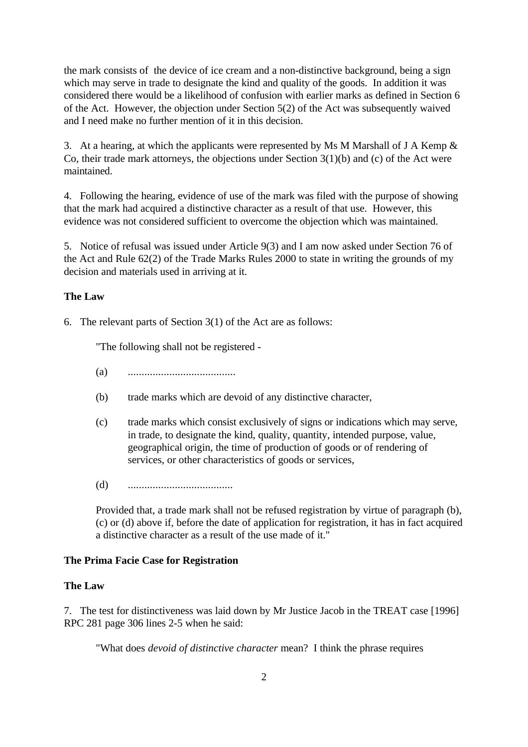the mark consists of the device of ice cream and a non-distinctive background, being a sign which may serve in trade to designate the kind and quality of the goods. In addition it was considered there would be a likelihood of confusion with earlier marks as defined in Section 6 of the Act. However, the objection under Section 5(2) of the Act was subsequently waived and I need make no further mention of it in this decision.

3. At a hearing, at which the applicants were represented by Ms M Marshall of J A Kemp & Co, their trade mark attorneys, the objections under Section 3(1)(b) and (c) of the Act were maintained.

4. Following the hearing, evidence of use of the mark was filed with the purpose of showing that the mark had acquired a distinctive character as a result of that use. However, this evidence was not considered sufficient to overcome the objection which was maintained.

5. Notice of refusal was issued under Article 9(3) and I am now asked under Section 76 of the Act and Rule 62(2) of the Trade Marks Rules 2000 to state in writing the grounds of my decision and materials used in arriving at it.

**The Law**

6. The relevant parts of Section 3(1) of the Act are as follows:

> "The following shall not be registered -
>
> (a) .......................................
>
> (b) trade marks which are devoid of any distinctive character,
>
> (c) trade marks which consist exclusively of signs or indications which may serve, in trade, to designate the kind, quality, quantity, intended purpose, value, geographical origin, the time of production of goods or of rendering of services, or other characteristics of goods or services,
>
> (d) ......................................
>
> Provided that, a trade mark shall not be refused registration by virtue of paragraph (b), (c) or (d) above if, before the date of application for registration, it has in fact acquired a distinctive character as a result of the use made of it."

**The Prima Facie Case for Registration**

**The Law**

7. The test for distinctiveness was laid down by Mr Justice Jacob in the TREAT case [1996] RPC 281 page 306 lines 2-5 when he said:

> "What does *devoid of distinctive character* mean? I think the phrase requires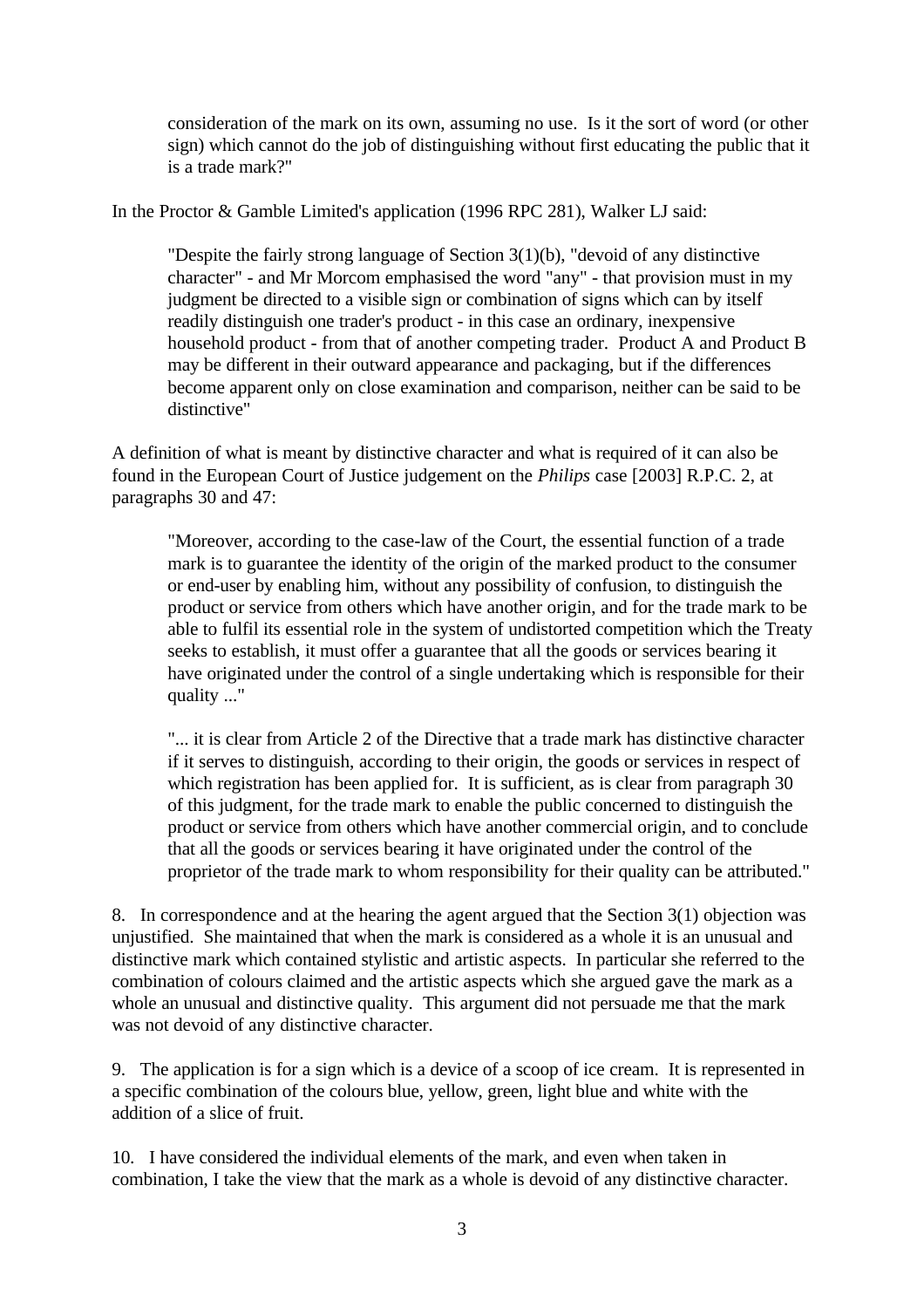> consideration of the mark on its own, assuming no use. Is it the sort of word (or other sign) which cannot do the job of distinguishing without first educating the public that it is a trade mark?"

In the Proctor & Gamble Limited's application (1996 RPC 281), Walker LJ said:

> "Despite the fairly strong language of Section 3(1)(b), "devoid of any distinctive character" - and Mr Morcom emphasised the word "any" - that provision must in my judgment be directed to a visible sign or combination of signs which can by itself readily distinguish one trader's product - in this case an ordinary, inexpensive household product - from that of another competing trader. Product A and Product B may be different in their outward appearance and packaging, but if the differences become apparent only on close examination and comparison, neither can be said to be distinctive"

A definition of what is meant by distinctive character and what is required of it can also be found in the European Court of Justice judgement on the *Philips* case [2003] R.P.C. 2, at paragraphs 30 and 47:

> "Moreover, according to the case-law of the Court, the essential function of a trade mark is to guarantee the identity of the origin of the marked product to the consumer or end-user by enabling him, without any possibility of confusion, to distinguish the product or service from others which have another origin, and for the trade mark to be able to fulfil its essential role in the system of undistorted competition which the Treaty seeks to establish, it must offer a guarantee that all the goods or services bearing it have originated under the control of a single undertaking which is responsible for their quality ..."
>
> "... it is clear from Article 2 of the Directive that a trade mark has distinctive character if it serves to distinguish, according to their origin, the goods or services in respect of which registration has been applied for. It is sufficient, as is clear from paragraph 30 of this judgment, for the trade mark to enable the public concerned to distinguish the product or service from others which have another commercial origin, and to conclude that all the goods or services bearing it have originated under the control of the proprietor of the trade mark to whom responsibility for their quality can be attributed."

8. In correspondence and at the hearing the agent argued that the Section 3(1) objection was unjustified. She maintained that when the mark is considered as a whole it is an unusual and distinctive mark which contained stylistic and artistic aspects. In particular she referred to the combination of colours claimed and the artistic aspects which she argued gave the mark as a whole an unusual and distinctive quality. This argument did not persuade me that the mark was not devoid of any distinctive character.

9. The application is for a sign which is a device of a scoop of ice cream. It is represented in a specific combination of the colours blue, yellow, green, light blue and white with the addition of a slice of fruit.

10. I have considered the individual elements of the mark, and even when taken in combination, I take the view that the mark as a whole is devoid of any distinctive character.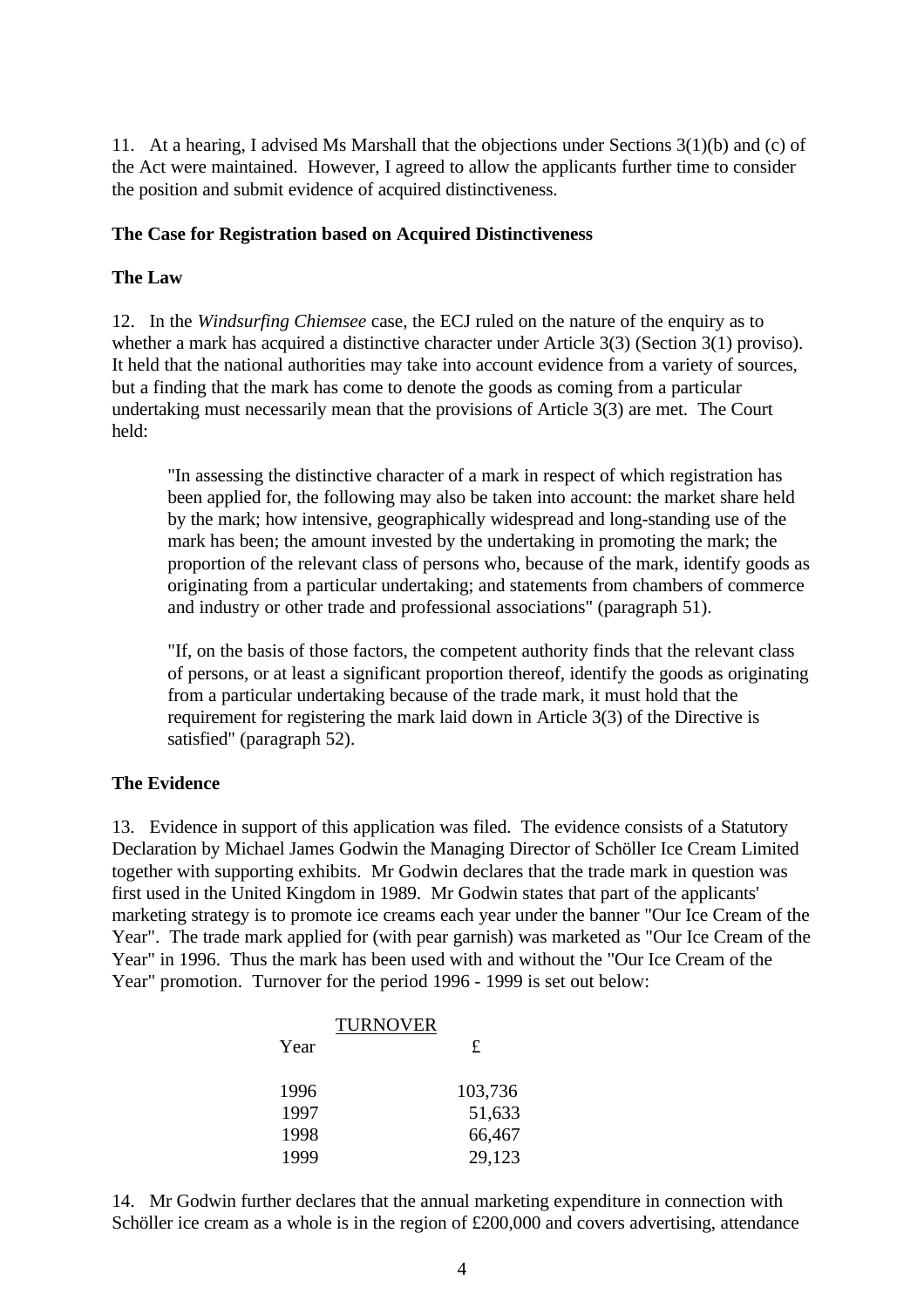11. At a hearing, I advised Ms Marshall that the objections under Sections 3(1)(b) and (c) of the Act were maintained. However, I agreed to allow the applicants further time to consider the position and submit evidence of acquired distinctiveness.

**The Case for Registration based on Acquired Distinctiveness**

**The Law**

12. In the *Windsurfing Chiemsee* case, the ECJ ruled on the nature of the enquiry as to whether a mark has acquired a distinctive character under Article 3(3) (Section 3(1) proviso). It held that the national authorities may take into account evidence from a variety of sources, but a finding that the mark has come to denote the goods as coming from a particular undertaking must necessarily mean that the provisions of Article 3(3) are met. The Court held:

> "In assessing the distinctive character of a mark in respect of which registration has been applied for, the following may also be taken into account: the market share held by the mark; how intensive, geographically widespread and long-standing use of the mark has been; the amount invested by the undertaking in promoting the mark; the proportion of the relevant class of persons who, because of the mark, identify goods as originating from a particular undertaking; and statements from chambers of commerce and industry or other trade and professional associations" (paragraph 51).
>
> "If, on the basis of those factors, the competent authority finds that the relevant class of persons, or at least a significant proportion thereof, identify the goods as originating from a particular undertaking because of the trade mark, it must hold that the requirement for registering the mark laid down in Article 3(3) of the Directive is satisfied" (paragraph 52).

**The Evidence**

13. Evidence in support of this application was filed. The evidence consists of a Statutory Declaration by Michael James Godwin the Managing Director of Schöller Ice Cream Limited together with supporting exhibits. Mr Godwin declares that the trade mark in question was first used in the United Kingdom in 1989. Mr Godwin states that part of the applicants' marketing strategy is to promote ice creams each year under the banner "Our Ice Cream of the Year". The trade mark applied for (with pear garnish) was marketed as "Our Ice Cream of the Year" in 1996. Thus the mark has been used with and without the "Our Ice Cream of the Year" promotion. Turnover for the period 1996 - 1999 is set out below:

| Year | TURNOVER £ |
|---|---|
| 1996 | 103,736 |
| 1997 | 51,633 |
| 1998 | 66,467 |
| 1999 | 29,123 |

14. Mr Godwin further declares that the annual marketing expenditure in connection with Schöller ice cream as a whole is in the region of £200,000 and covers advertising, attendance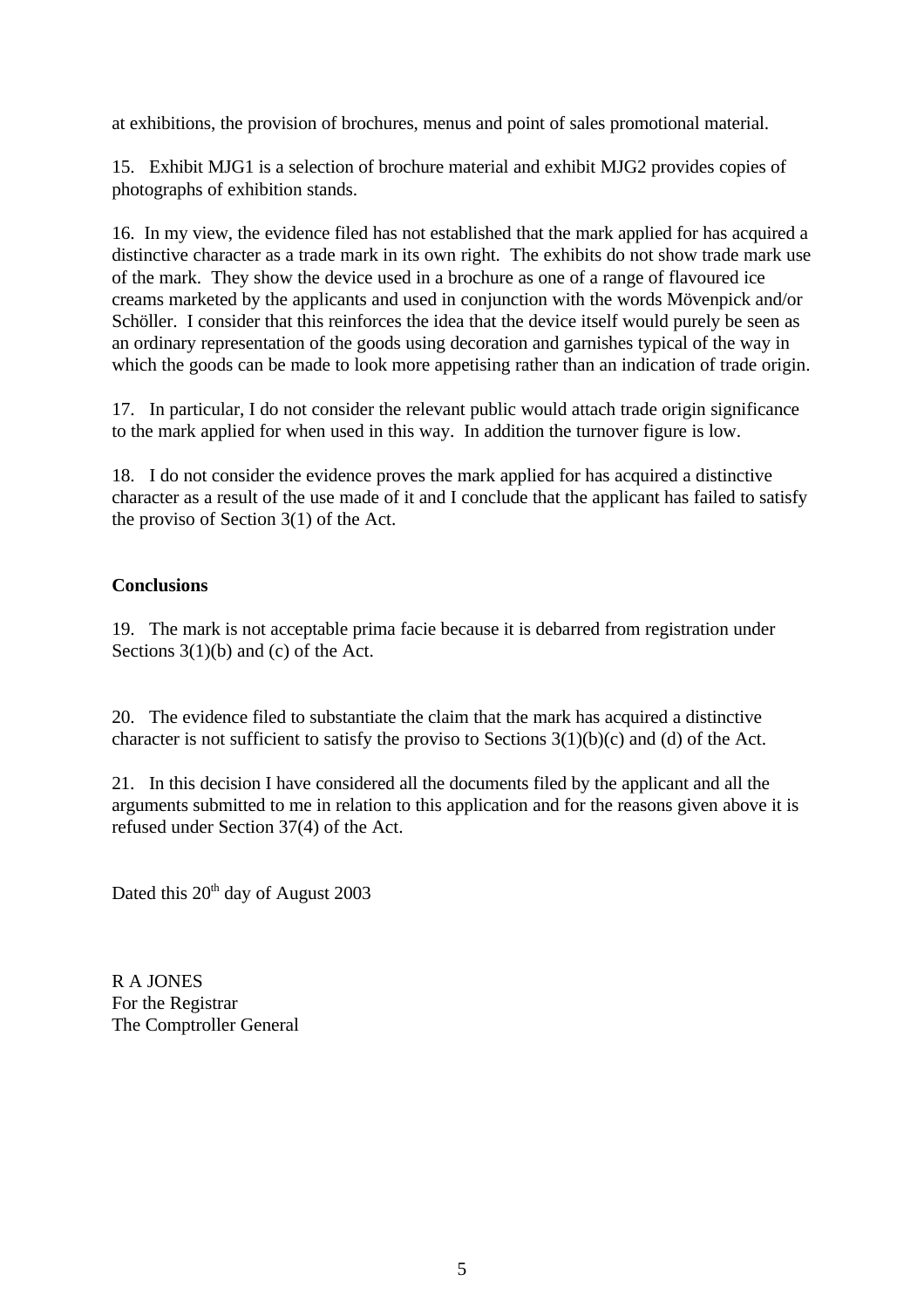at exhibitions, the provision of brochures, menus and point of sales promotional material.

15. Exhibit MJG1 is a selection of brochure material and exhibit MJG2 provides copies of photographs of exhibition stands.

16. In my view, the evidence filed has not established that the mark applied for has acquired a distinctive character as a trade mark in its own right. The exhibits do not show trade mark use of the mark. They show the device used in a brochure as one of a range of flavoured ice creams marketed by the applicants and used in conjunction with the words Mövenpick and/or Schöller. I consider that this reinforces the idea that the device itself would purely be seen as an ordinary representation of the goods using decoration and garnishes typical of the way in which the goods can be made to look more appetising rather than an indication of trade origin.

17. In particular, I do not consider the relevant public would attach trade origin significance to the mark applied for when used in this way. In addition the turnover figure is low.

18. I do not consider the evidence proves the mark applied for has acquired a distinctive character as a result of the use made of it and I conclude that the applicant has failed to satisfy the proviso of Section 3(1) of the Act.

**Conclusions**

19. The mark is not acceptable prima facie because it is debarred from registration under Sections 3(1)(b) and (c) of the Act.

20. The evidence filed to substantiate the claim that the mark has acquired a distinctive character is not sufficient to satisfy the proviso to Sections 3(1)(b)(c) and (d) of the Act.

21. In this decision I have considered all the documents filed by the applicant and all the arguments submitted to me in relation to this application and for the reasons given above it is refused under Section 37(4) of the Act.

Dated this 20th day of August 2003

R A JONES
For the Registrar
The Comptroller General